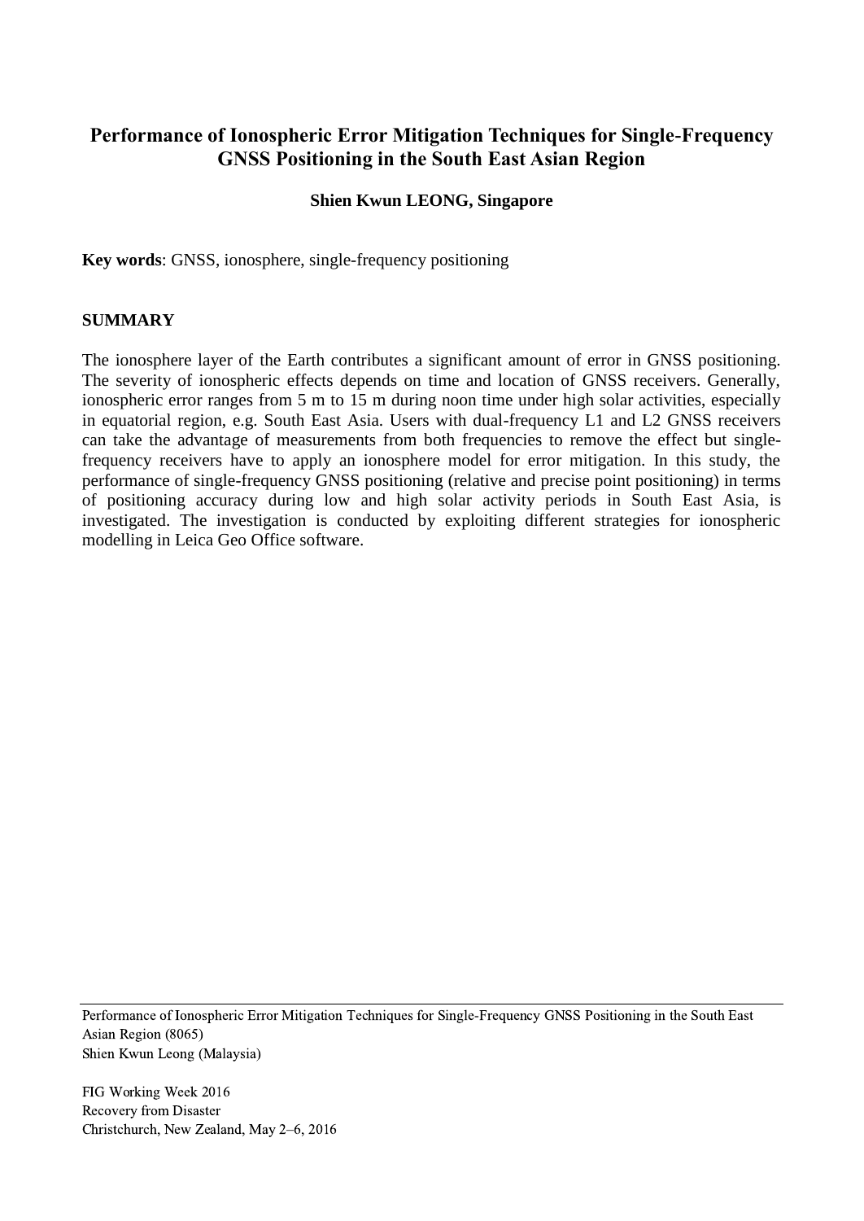# Performance of Ionospheric Error Mitigation Techniques for Single-Frequency GNSS Positioning in the South East Asian Region

**Shien Kwun LEONG, Singapore**

**Key words**: GNSS, ionosphere, single-frequency positioning

## SUMMARY

The ionosphere layer of the Earth contributes a significant amount of error in GNSS positioning. The severity of ionospheric effects depends on time and location of GNSS receivers. Generally, ionospheric error ranges from 5 m to 15 m during noon time under high solar activities, especially in equatorial region, e.g. South East Asia. Users with dual-frequency L1 and L2 GNSS receivers can take the advantage of measurements from both frequencies to remove the effect but single-frequency receivers have to apply an ionosphere model for error mitigation. In this study, the performance of single-frequency GNSS positioning (relative and precise point positioning) in terms of positioning accuracy during low and high solar activity periods in South East Asia, is investigated. The investigation is conducted by exploiting different strategies for ionospheric modelling in Leica Geo Office software.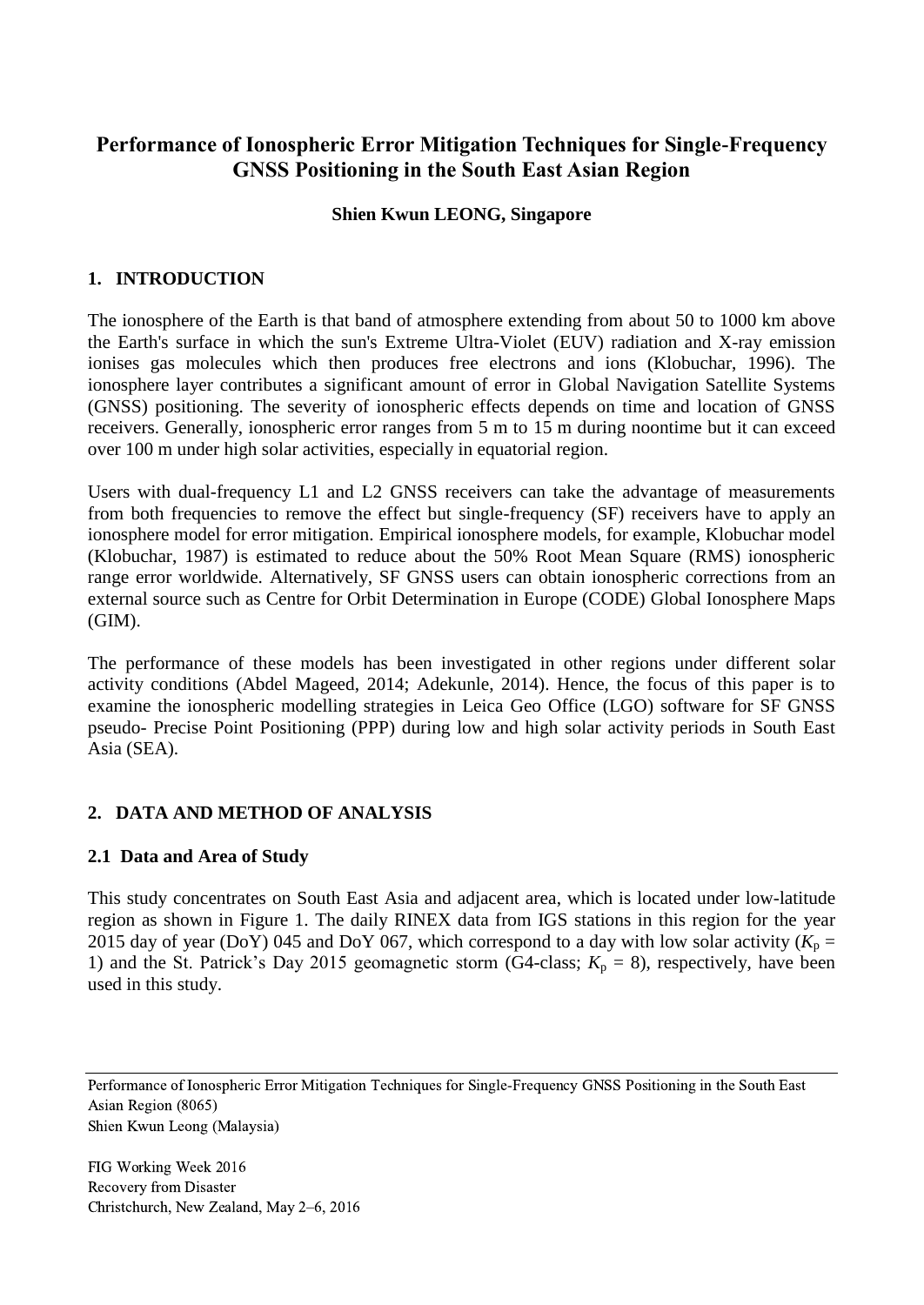# Performance of Ionospheric Error Mitigation Techniques for Single-Frequency GNSS Positioning in the South East Asian Region

**Shien Kwun LEONG, Singapore**

## 1. INTRODUCTION

The ionosphere of the Earth is that band of atmosphere extending from about 50 to 1000 km above the Earth's surface in which the sun's Extreme Ultra-Violet (EUV) radiation and X-ray emission ionises gas molecules which then produces free electrons and ions (Klobuchar, 1996). The ionosphere layer contributes a significant amount of error in Global Navigation Satellite Systems (GNSS) positioning. The severity of ionospheric effects depends on time and location of GNSS receivers. Generally, ionospheric error ranges from 5 m to 15 m during noontime but it can exceed over 100 m under high solar activities, especially in equatorial region.

Users with dual-frequency L1 and L2 GNSS receivers can take the advantage of measurements from both frequencies to remove the effect but single-frequency (SF) receivers have to apply an ionosphere model for error mitigation. Empirical ionosphere models, for example, Klobuchar model (Klobuchar, 1987) is estimated to reduce about the 50% Root Mean Square (RMS) ionospheric range error worldwide. Alternatively, SF GNSS users can obtain ionospheric corrections from an external source such as Centre for Orbit Determination in Europe (CODE) Global Ionosphere Maps (GIM).

The performance of these models has been investigated in other regions under different solar activity conditions (Abdel Mageed, 2014; Adekunle, 2014). Hence, the focus of this paper is to examine the ionospheric modelling strategies in Leica Geo Office (LGO) software for SF GNSS pseudo- Precise Point Positioning (PPP) during low and high solar activity periods in South East Asia (SEA).

## 2. DATA AND METHOD OF ANALYSIS

### 2.1 Data and Area of Study

This study concentrates on South East Asia and adjacent area, which is located under low-latitude region as shown in Figure 1. The daily RINEX data from IGS stations in this region for the year 2015 day of year (DoY) 045 and DoY 067, which correspond to a day with low solar activity ($K_p$ = 1) and the St. Patrick's Day 2015 geomagnetic storm (G4-class; $K_p$ = 8), respectively, have been used in this study.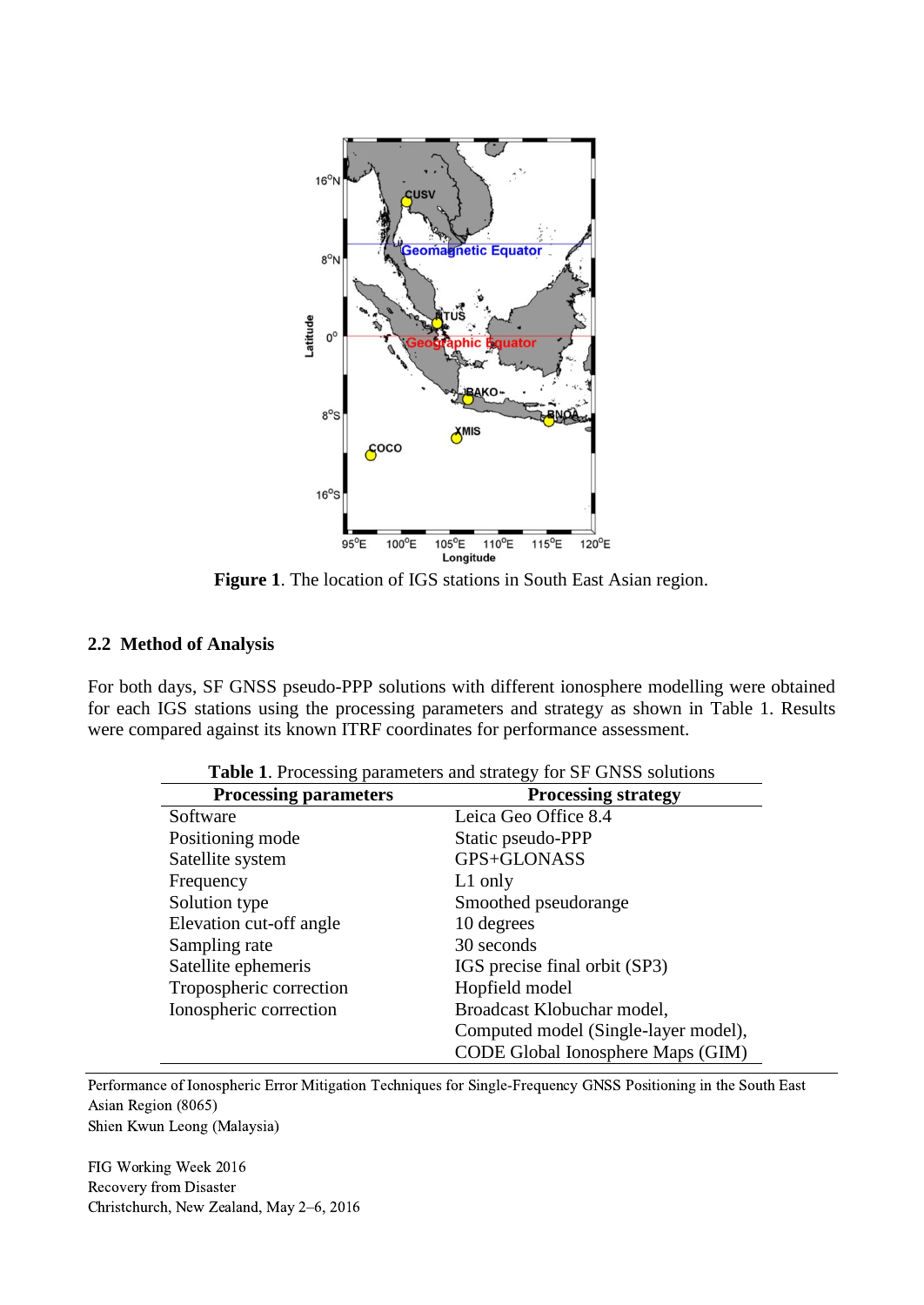16°N

CUSV

Geomagnetic Equator

8°N

NTUS

Latitude

0°

Geographic Equator

BAKO

8°S

BNOA

XMIS

COCO

16°S

95°E 100°E 105°E 110°E 115°E 120°E

Longitude

**Figure 1**. The location of IGS stations in South East Asian region.

## 2.2 Method of Analysis

For both days, SF GNSS pseudo-PPP solutions with different ionosphere modelling were obtained for each IGS stations using the processing parameters and strategy as shown in Table 1. Results were compared against its known ITRF coordinates for performance assessment.

**Table 1**. Processing parameters and strategy for SF GNSS solutions

| Processing parameters | Processing strategy |
|---|---|
| Software | Leica Geo Office 8.4 |
| Positioning mode | Static pseudo-PPP |
| Satellite system | GPS+GLONASS |
| Frequency | L1 only |
| Solution type | Smoothed pseudorange |
| Elevation cut-off angle | 10 degrees |
| Sampling rate | 30 seconds |
| Satellite ephemeris | IGS precise final orbit (SP3) |
| Tropospheric correction | Hopfield model |
| Ionospheric correction | Broadcast Klobuchar model, Computed model (Single-layer model), CODE Global Ionosphere Maps (GIM) |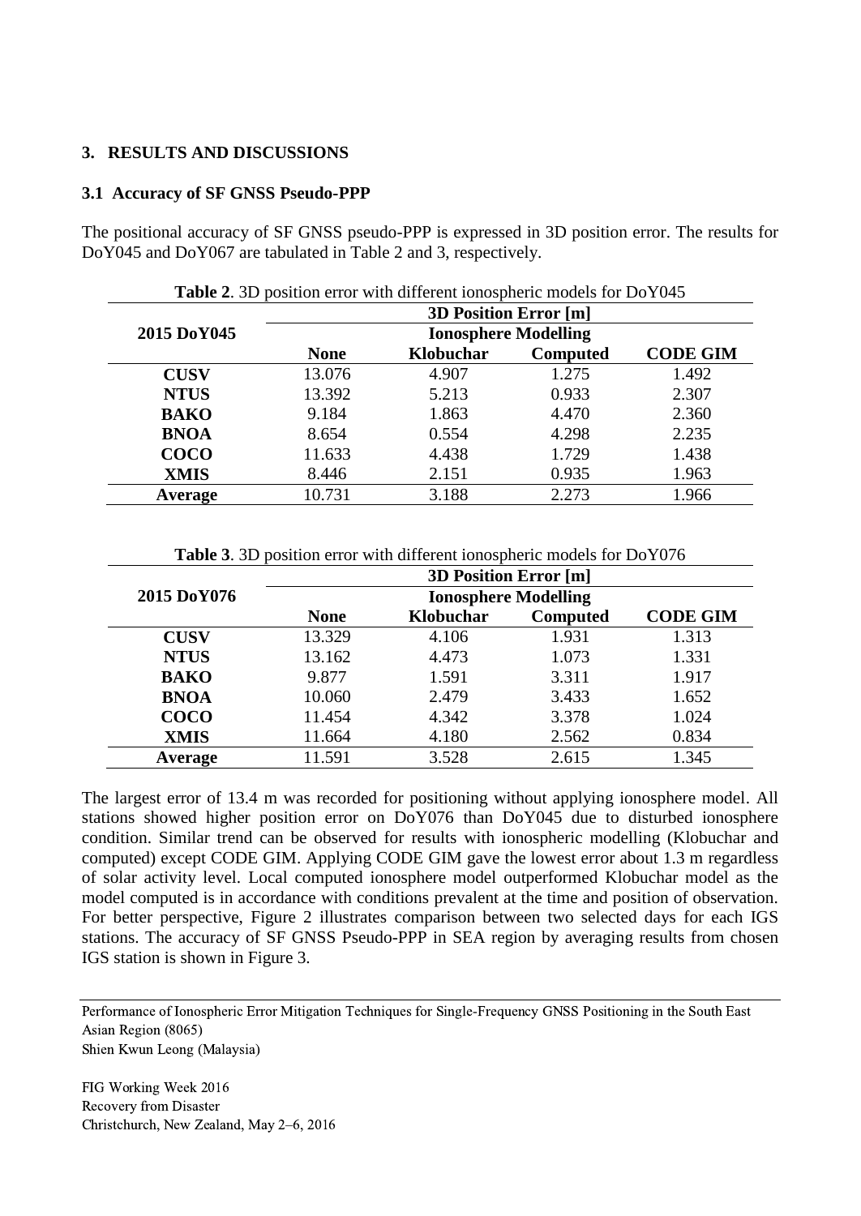## 3. RESULTS AND DISCUSSIONS

### 3.1 Accuracy of SF GNSS Pseudo-PPP

The positional accuracy of SF GNSS pseudo-PPP is expressed in 3D position error. The results for DoY045 and DoY067 are tabulated in Table 2 and 3, respectively.

**Table 2**. 3D position error with different ionospheric models for DoY045

| 2015 DoY045 | 3D Position Error [m] | | | |
|---|---|---|---|---|
| | Ionosphere Modelling | | | |
| | None | Klobuchar | Computed | CODE GIM |
| **CUSV** | 13.076 | 4.907 | 1.275 | 1.492 |
| **NTUS** | 13.392 | 5.213 | 0.933 | 2.307 |
| **BAKO** | 9.184 | 1.863 | 4.470 | 2.360 |
| **BNOA** | 8.654 | 0.554 | 4.298 | 2.235 |
| **COCO** | 11.633 | 4.438 | 1.729 | 1.438 |
| **XMIS** | 8.446 | 2.151 | 0.935 | 1.963 |
| **Average** | 10.731 | 3.188 | 2.273 | 1.966 |

**Table 3**. 3D position error with different ionospheric models for DoY076

| 2015 DoY076 | 3D Position Error [m] | | | |
|---|---|---|---|---|
| | Ionosphere Modelling | | | |
| | None | Klobuchar | Computed | CODE GIM |
| **CUSV** | 13.329 | 4.106 | 1.931 | 1.313 |
| **NTUS** | 13.162 | 4.473 | 1.073 | 1.331 |
| **BAKO** | 9.877 | 1.591 | 3.311 | 1.917 |
| **BNOA** | 10.060 | 2.479 | 3.433 | 1.652 |
| **COCO** | 11.454 | 4.342 | 3.378 | 1.024 |
| **XMIS** | 11.664 | 4.180 | 2.562 | 0.834 |
| **Average** | 11.591 | 3.528 | 2.615 | 1.345 |

The largest error of 13.4 m was recorded for positioning without applying ionosphere model. All stations showed higher position error on DoY076 than DoY045 due to disturbed ionosphere condition. Similar trend can be observed for results with ionospheric modelling (Klobuchar and computed) except CODE GIM. Applying CODE GIM gave the lowest error about 1.3 m regardless of solar activity level. Local computed ionosphere model outperformed Klobuchar model as the model computed is in accordance with conditions prevalent at the time and position of observation. For better perspective, Figure 2 illustrates comparison between two selected days for each IGS stations. The accuracy of SF GNSS Pseudo-PPP in SEA region by averaging results from chosen IGS station is shown in Figure 3.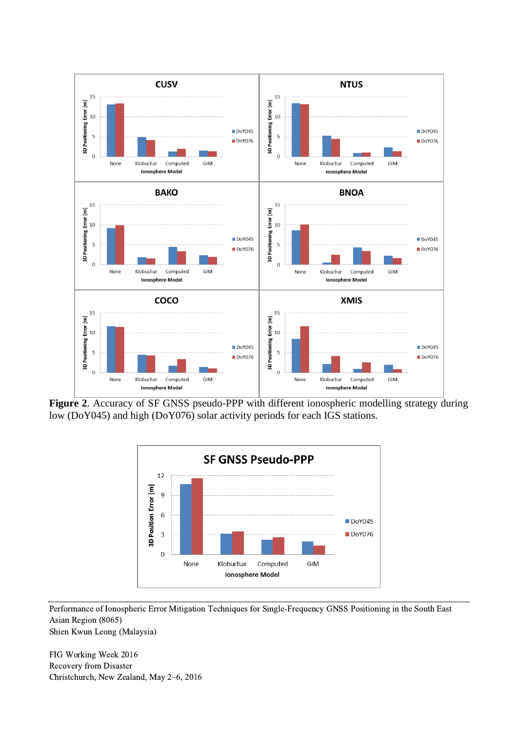CUSV

15
10
5
0

3D Positioning Error [m]

None Klobuchar Computed GIM

Ionosphere Model

DoY045
DoY076

NTUS

15
10
5
0

3D Positioning Error [m]

None Klobuchar Computed GIM

Ionosphere Model

DoY045
DoY076

BAKO

15
10
5
0

3D Positioning Error [m]

None Klobuchar Computed GIM

Ionosphere Model

DoY045
DoY076

BNOA

15
10
5
0

3D Positioning Error [m]

None Klobuchar Computed GIM

Ionosphere Model

DoY045
DoY076

COCO

15
10
5
0

3D Positioning Error [m]

None Klobuchar Computed GIM

Ionosphere Model

DoY045
DoY076

XMIS

15
10
5
0

3D Positioning Error [m]

None Klobuchar Computed GIM

Ionosphere Model

DoY045
DoY076

**Figure 2**. Accuracy of SF GNSS pseudo-PPP with different ionospheric modelling strategy during low (DoY045) and high (DoY076) solar activity periods for each IGS stations.

SF GNSS Pseudo-PPP

12
9
6
3
0

3D Position Error [m]

None Klobuchar Computed GIM

Ionosphere Model

DoY045
DoY076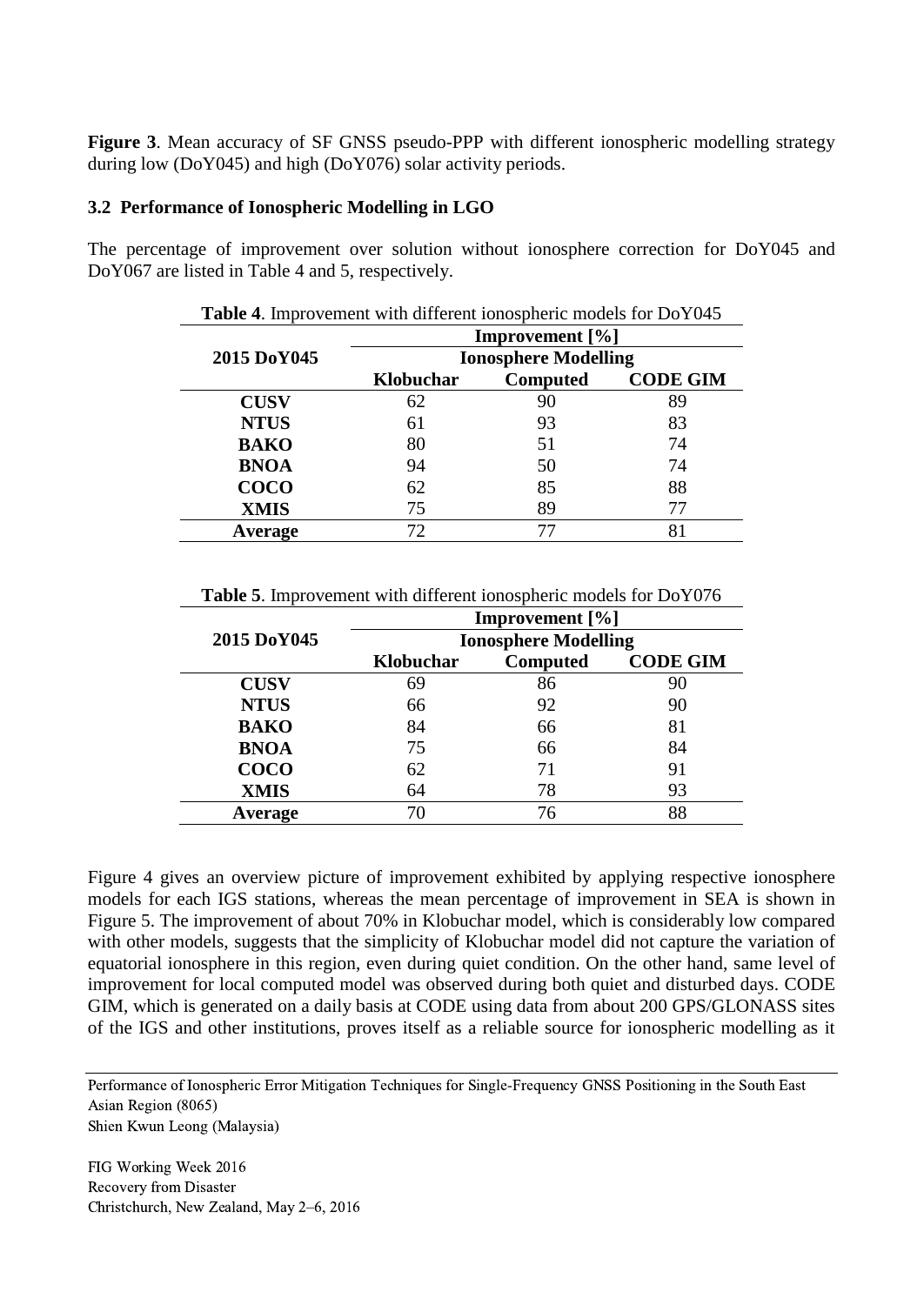**Figure 3**. Mean accuracy of SF GNSS pseudo-PPP with different ionospheric modelling strategy during low (DoY045) and high (DoY076) solar activity periods.

### 3.2 Performance of Ionospheric Modelling in LGO

The percentage of improvement over solution without ionosphere correction for DoY045 and DoY067 are listed in Table 4 and 5, respectively.

**Table 4**. Improvement with different ionospheric models for DoY045

| 2015 DoY045 | Improvement [%] Ionosphere Modelling | | |
|---|---|---|---|
| | **Klobuchar** | **Computed** | **CODE GIM** |
| **CUSV** | 62 | 90 | 89 |
| **NTUS** | 61 | 93 | 83 |
| **BAKO** | 80 | 51 | 74 |
| **BNOA** | 94 | 50 | 74 |
| **COCO** | 62 | 85 | 88 |
| **XMIS** | 75 | 89 | 77 |
| **Average** | 72 | 77 | 81 |

**Table 5**. Improvement with different ionospheric models for DoY076

| 2015 DoY045 | Improvement [%] Ionosphere Modelling | | |
|---|---|---|---|
| | **Klobuchar** | **Computed** | **CODE GIM** |
| **CUSV** | 69 | 86 | 90 |
| **NTUS** | 66 | 92 | 90 |
| **BAKO** | 84 | 66 | 81 |
| **BNOA** | 75 | 66 | 84 |
| **COCO** | 62 | 71 | 91 |
| **XMIS** | 64 | 78 | 93 |
| **Average** | 70 | 76 | 88 |

Figure 4 gives an overview picture of improvement exhibited by applying respective ionosphere models for each IGS stations, whereas the mean percentage of improvement in SEA is shown in Figure 5. The improvement of about 70% in Klobuchar model, which is considerably low compared with other models, suggests that the simplicity of Klobuchar model did not capture the variation of equatorial ionosphere in this region, even during quiet condition. On the other hand, same level of improvement for local computed model was observed during both quiet and disturbed days. CODE GIM, which is generated on a daily basis at CODE using data from about 200 GPS/GLONASS sites of the IGS and other institutions, proves itself as a reliable source for ionospheric modelling as it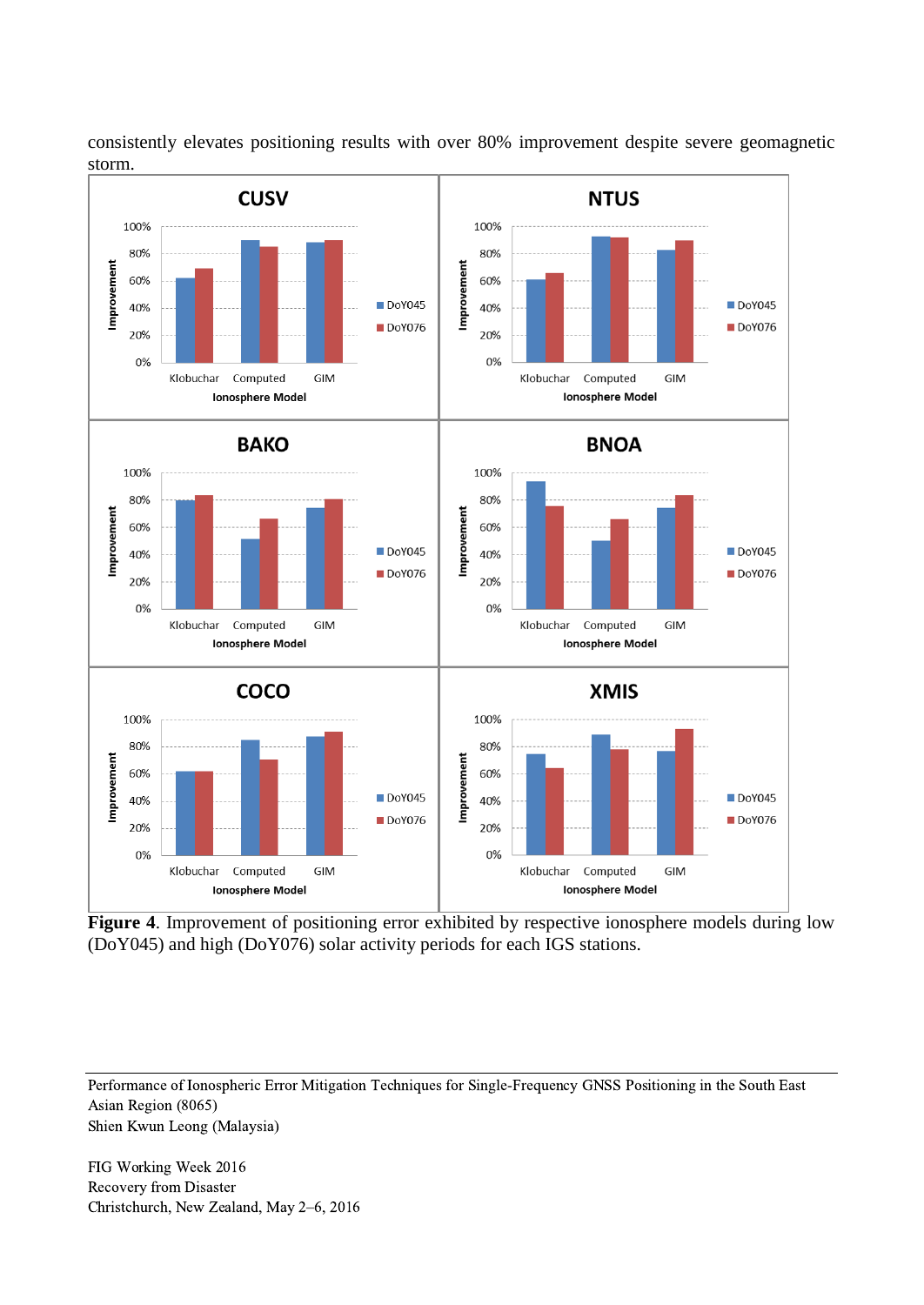consistently elevates positioning results with over 80% improvement despite severe geomagnetic storm.

CUSV
100%
80%
60%
40%
20%
0%
Improvement
Klobuchar Computed GIM
Ionosphere Model
DoY045
DoY076

NTUS
100%
80%
60%
40%
20%
0%
Improvement
Klobuchar Computed GIM
Ionosphere Model
DoY045
DoY076

BAKO
100%
80%
60%
40%
20%
0%
Improvement
Klobuchar Computed GIM
Ionosphere Model
DoY045
DoY076

BNOA
100%
80%
60%
40%
20%
0%
Improvement
Klobuchar Computed GIM
Ionosphere Model
DoY045
DoY076

COCO
100%
80%
60%
40%
20%
0%
Improvement
Klobuchar Computed GIM
Ionosphere Model
DoY045
DoY076

XMIS
100%
80%
60%
40%
20%
0%
Improvement
Klobuchar Computed GIM
Ionosphere Model
DoY045
DoY076

**Figure 4**. Improvement of positioning error exhibited by respective ionosphere models during low (DoY045) and high (DoY076) solar activity periods for each IGS stations.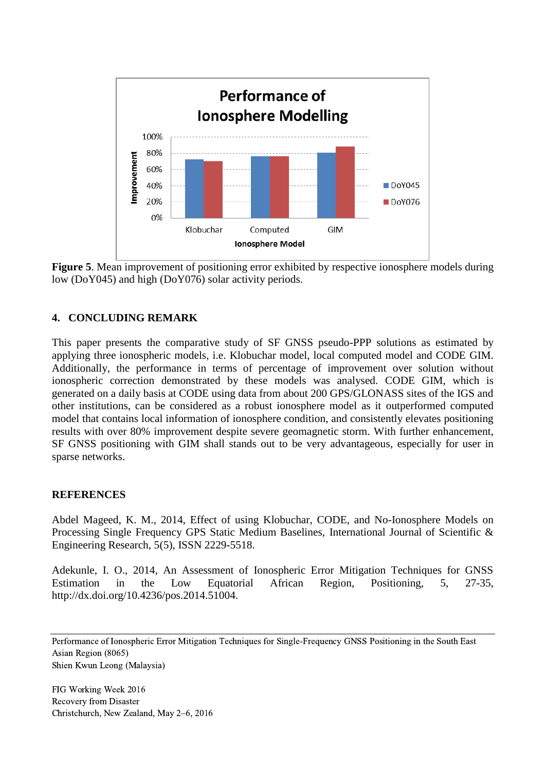Performance of Ionosphere Modelling

Improvement

100%
80%
60%
40%
20%
0%

Klobuchar
Computed
GIM

Ionosphere Model

DoY045
DoY076

**Figure 5**. Mean improvement of positioning error exhibited by respective ionosphere models during low (DoY045) and high (DoY076) solar activity periods.

## 4. CONCLUDING REMARK

This paper presents the comparative study of SF GNSS pseudo-PPP solutions as estimated by applying three ionospheric models, i.e. Klobuchar model, local computed model and CODE GIM. Additionally, the performance in terms of percentage of improvement over solution without ionospheric correction demonstrated by these models was analysed. CODE GIM, which is generated on a daily basis at CODE using data from about 200 GPS/GLONASS sites of the IGS and other institutions, can be considered as a robust ionosphere model as it outperformed computed model that contains local information of ionosphere condition, and consistently elevates positioning results with over 80% improvement despite severe geomagnetic storm. With further enhancement, SF GNSS positioning with GIM shall stands out to be very advantageous, especially for user in sparse networks.

## REFERENCES

Abdel Mageed, K. M., 2014, Effect of using Klobuchar, CODE, and No-Ionosphere Models on Processing Single Frequency GPS Static Medium Baselines, International Journal of Scientific & Engineering Research, 5(5), ISSN 2229-5518.

Adekunle, I. O., 2014, An Assessment of Ionospheric Error Mitigation Techniques for GNSS Estimation in the Low Equatorial African Region, Positioning, 5, 27-35, http://dx.doi.org/10.4236/pos.2014.51004.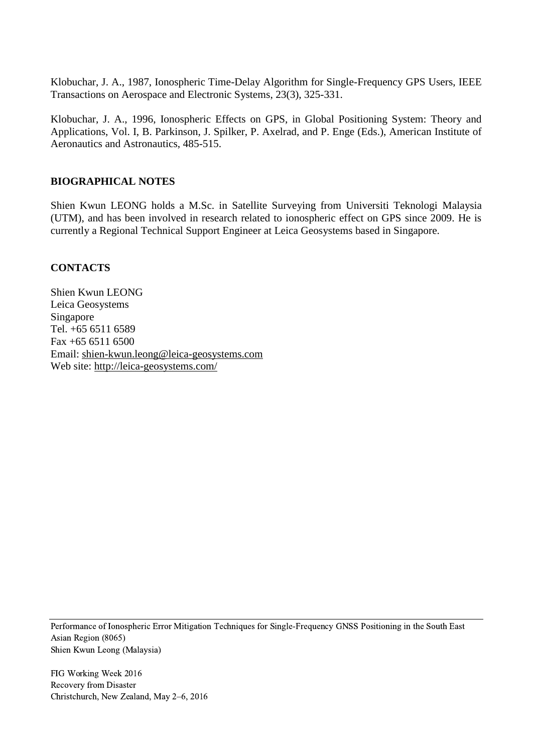Klobuchar, J. A., 1987, Ionospheric Time-Delay Algorithm for Single-Frequency GPS Users, IEEE Transactions on Aerospace and Electronic Systems, 23(3), 325-331.

Klobuchar, J. A., 1996, Ionospheric Effects on GPS, in Global Positioning System: Theory and Applications, Vol. I, B. Parkinson, J. Spilker, P. Axelrad, and P. Enge (Eds.), American Institute of Aeronautics and Astronautics, 485-515.

## BIOGRAPHICAL NOTES

Shien Kwun LEONG holds a M.Sc. in Satellite Surveying from Universiti Teknologi Malaysia (UTM), and has been involved in research related to ionospheric effect on GPS since 2009. He is currently a Regional Technical Support Engineer at Leica Geosystems based in Singapore.

## CONTACTS

Shien Kwun LEONG
Leica Geosystems
Singapore
Tel. +65 6511 6589
Fax +65 6511 6500
Email: shien-kwun.leong@leica-geosystems.com
Web site: http://leica-geosystems.com/